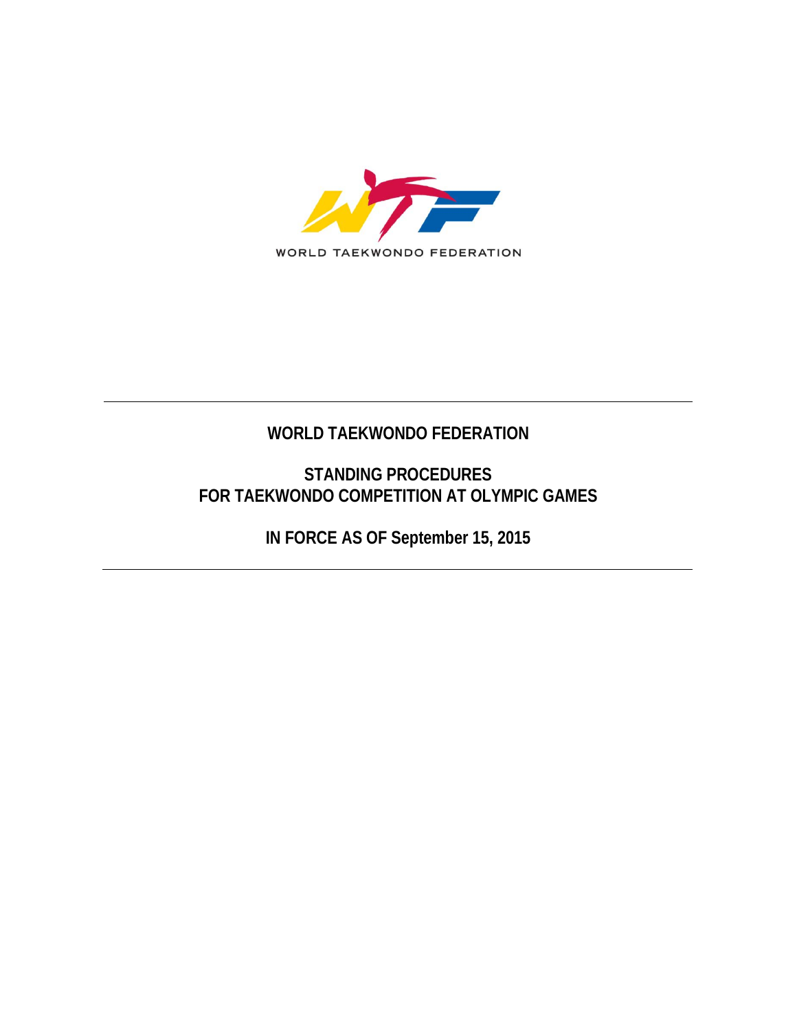WORLD TAEKWONDO FEDERATION

# WORLD TAEKWONDO FEDERATION

## STANDING PROCEDURES
## FOR TAEKWONDO COMPETITION AT OLYMPIC GAMES

**IN FORCE AS OF September 15, 2015**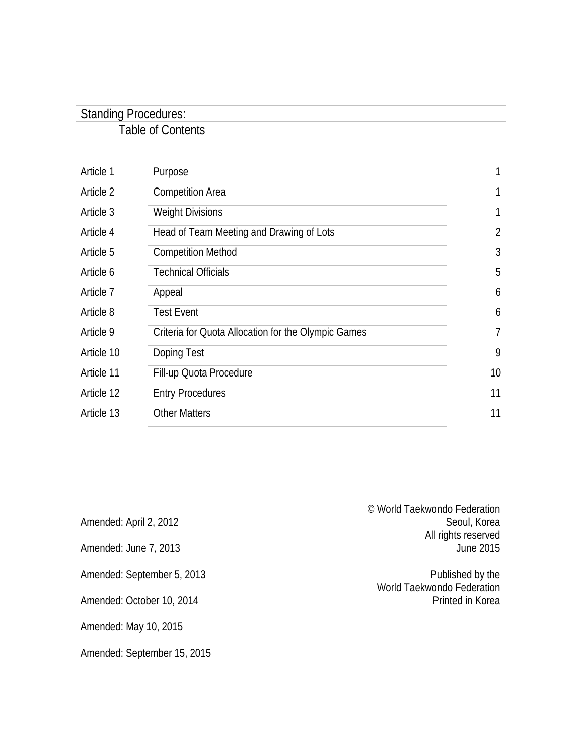## Standing Procedures:
### Table of Contents

| | | |
|---|---|---|
| Article 1 | Purpose | 1 |
| Article 2 | Competition Area | 1 |
| Article 3 | Weight Divisions | 1 |
| Article 4 | Head of Team Meeting and Drawing of Lots | 2 |
| Article 5 | Competition Method | 3 |
| Article 6 | Technical Officials | 5 |
| Article 7 | Appeal | 6 |
| Article 8 | Test Event | 6 |
| Article 9 | Criteria for Quota Allocation for the Olympic Games | 7 |
| Article 10 | Doping Test | 9 |
| Article 11 | Fill-up Quota Procedure | 10 |
| Article 12 | Entry Procedures | 11 |
| Article 13 | Other Matters | 11 |

Amended: April 2, 2012

Amended: June 7, 2013

Amended: September 5, 2013

Amended: October 10, 2014

Amended: May 10, 2015

Amended: September 15, 2015

© World Taekwondo Federation
Seoul, Korea
All rights reserved
June 2015

Published by the
World Taekwondo Federation
Printed in Korea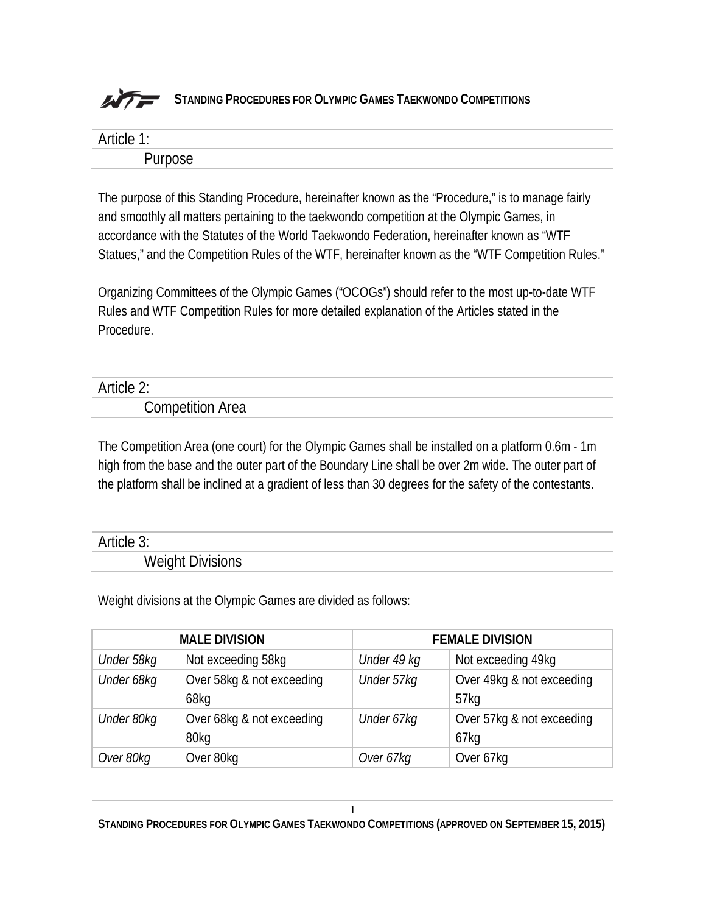## Article 1:

### Purpose

The purpose of this Standing Procedure, hereinafter known as the "Procedure," is to manage fairly and smoothly all matters pertaining to the taekwondo competition at the Olympic Games, in accordance with the Statutes of the World Taekwondo Federation, hereinafter known as "WTF Statues," and the Competition Rules of the WTF, hereinafter known as the "WTF Competition Rules."

Organizing Committees of the Olympic Games ("OCOGs") should refer to the most up-to-date WTF Rules and WTF Competition Rules for more detailed explanation of the Articles stated in the Procedure.

## Article 2:

### Competition Area

The Competition Area (one court) for the Olympic Games shall be installed on a platform 0.6m - 1m high from the base and the outer part of the Boundary Line shall be over 2m wide. The outer part of the platform shall be inclined at a gradient of less than 30 degrees for the safety of the contestants.

## Article 3:

### Weight Divisions

Weight divisions at the Olympic Games are divided as follows:

| MALE DIVISION | | FEMALE DIVISION | |
|---|---|---|---|
| *Under 58kg* | Not exceeding 58kg | *Under 49 kg* | Not exceeding 49kg |
| *Under 68kg* | Over 58kg & not exceeding 68kg | *Under 57kg* | Over 49kg & not exceeding 57kg |
| *Under 80kg* | Over 68kg & not exceeding 80kg | *Under 67kg* | Over 57kg & not exceeding 67kg |
| *Over 80kg* | Over 80kg | *Over 67kg* | Over 67kg |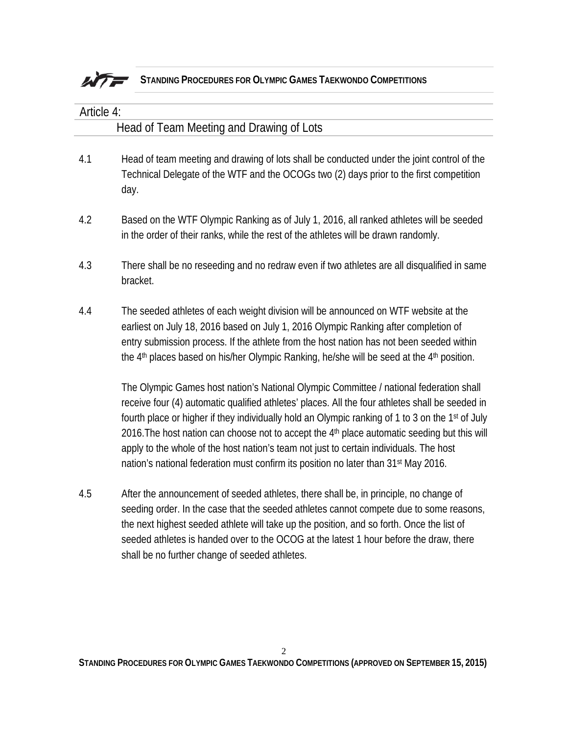## Article 4:

### Head of Team Meeting and Drawing of Lots

4.1 Head of team meeting and drawing of lots shall be conducted under the joint control of the Technical Delegate of the WTF and the OCOGs two (2) days prior to the first competition day.

4.2 Based on the WTF Olympic Ranking as of July 1, 2016, all ranked athletes will be seeded in the order of their ranks, while the rest of the athletes will be drawn randomly.

4.3 There shall be no reseeding and no redraw even if two athletes are all disqualified in same bracket.

4.4 The seeded athletes of each weight division will be announced on WTF website at the earliest on July 18, 2016 based on July 1, 2016 Olympic Ranking after completion of entry submission process. If the athlete from the host nation has not been seeded within the 4th places based on his/her Olympic Ranking, he/she will be seed at the 4th position.

The Olympic Games host nation's National Olympic Committee / national federation shall receive four (4) automatic qualified athletes' places. All the four athletes shall be seeded in fourth place or higher if they individually hold an Olympic ranking of 1 to 3 on the 1st of July 2016.The host nation can choose not to accept the 4th place automatic seeding but this will apply to the whole of the host nation's team not just to certain individuals. The host nation's national federation must confirm its position no later than 31st May 2016.

4.5 After the announcement of seeded athletes, there shall be, in principle, no change of seeding order. In the case that the seeded athletes cannot compete due to some reasons, the next highest seeded athlete will take up the position, and so forth. Once the list of seeded athletes is handed over to the OCOG at the latest 1 hour before the draw, there shall be no further change of seeded athletes.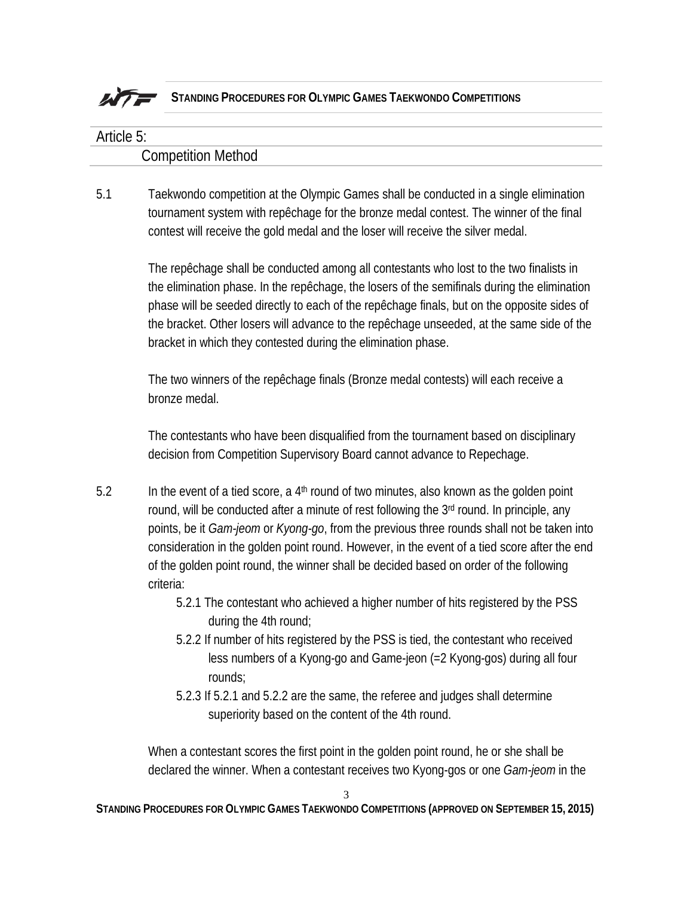## Article 5: Competition Method

5.1 Taekwondo competition at the Olympic Games shall be conducted in a single elimination tournament system with repêchage for the bronze medal contest. The winner of the final contest will receive the gold medal and the loser will receive the silver medal.

The repêchage shall be conducted among all contestants who lost to the two finalists in the elimination phase. In the repêchage, the losers of the semifinals during the elimination phase will be seeded directly to each of the repêchage finals, but on the opposite sides of the bracket. Other losers will advance to the repêchage unseeded, at the same side of the bracket in which they contested during the elimination phase.

The two winners of the repêchage finals (Bronze medal contests) will each receive a bronze medal.

The contestants who have been disqualified from the tournament based on disciplinary decision from Competition Supervisory Board cannot advance to Repechage.

5.2 In the event of a tied score, a 4th round of two minutes, also known as the golden point round, will be conducted after a minute of rest following the 3rd round. In principle, any points, be it *Gam-jeom* or *Kyong-go*, from the previous three rounds shall not be taken into consideration in the golden point round. However, in the event of a tied score after the end of the golden point round, the winner shall be decided based on order of the following criteria:

- 5.2.1 The contestant who achieved a higher number of hits registered by the PSS during the 4th round;
- 5.2.2 If number of hits registered by the PSS is tied, the contestant who received less numbers of a Kyong-go and Game-jeon (=2 Kyong-gos) during all four rounds;
- 5.2.3 If 5.2.1 and 5.2.2 are the same, the referee and judges shall determine superiority based on the content of the 4th round.

When a contestant scores the first point in the golden point round, he or she shall be declared the winner. When a contestant receives two Kyong-gos or one *Gam-jeom* in the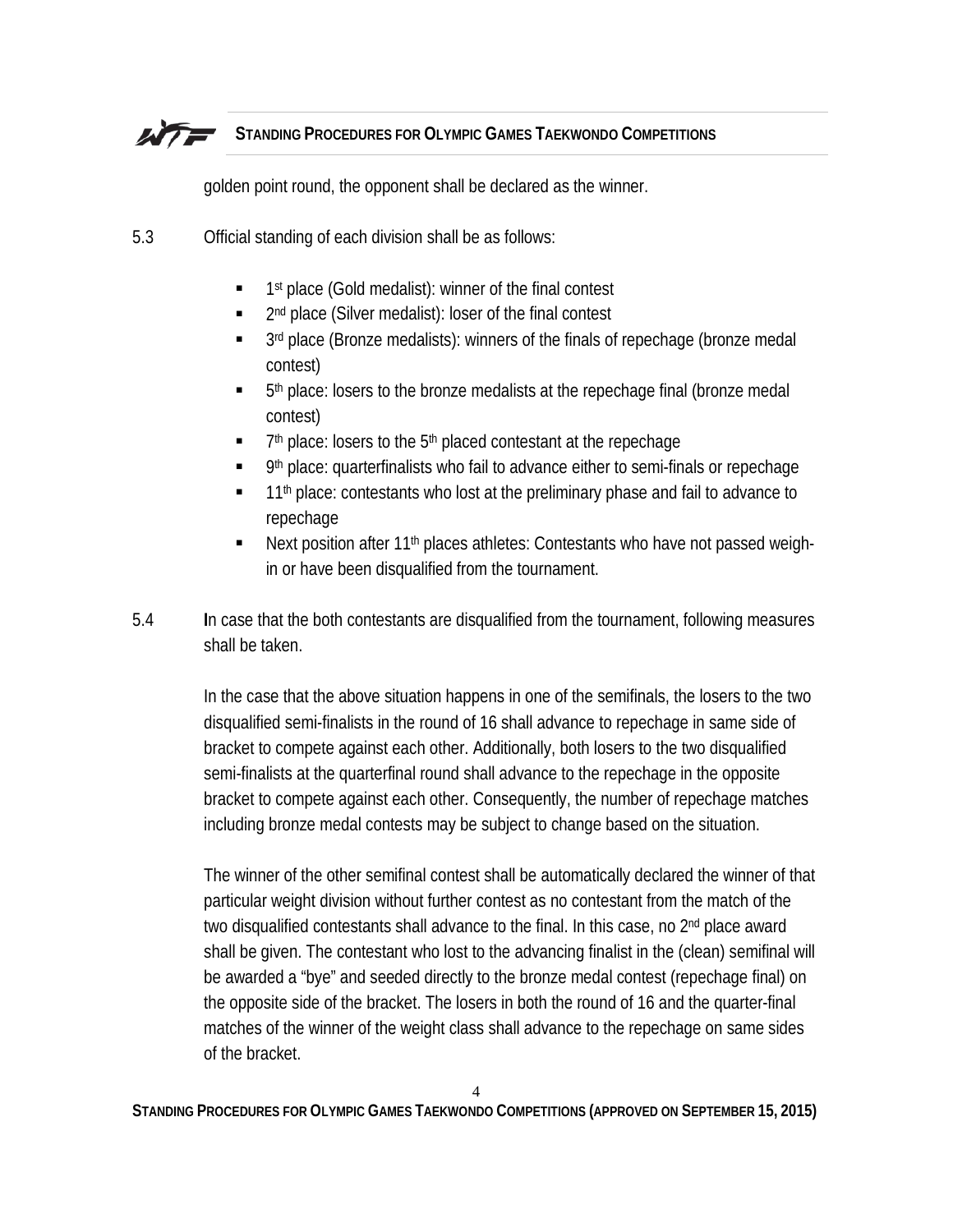golden point round, the opponent shall be declared as the winner.

5.3 Official standing of each division shall be as follows:

- 1st place (Gold medalist): winner of the final contest
- 2nd place (Silver medalist): loser of the final contest
- 3rd place (Bronze medalists): winners of the finals of repechage (bronze medal contest)
- 5th place: losers to the bronze medalists at the repechage final (bronze medal contest)
- 7th place: losers to the 5th placed contestant at the repechage
- 9th place: quarterfinalists who fail to advance either to semi-finals or repechage
- 11th place: contestants who lost at the preliminary phase and fail to advance to repechage
- Next position after 11th places athletes: Contestants who have not passed weigh-in or have been disqualified from the tournament.

5.4 **I**n case that the both contestants are disqualified from the tournament, following measures shall be taken.

In the case that the above situation happens in one of the semifinals, the losers to the two disqualified semi-finalists in the round of 16 shall advance to repechage in same side of bracket to compete against each other. Additionally, both losers to the two disqualified semi-finalists at the quarterfinal round shall advance to the repechage in the opposite bracket to compete against each other. Consequently, the number of repechage matches including bronze medal contests may be subject to change based on the situation.

The winner of the other semifinal contest shall be automatically declared the winner of that particular weight division without further contest as no contestant from the match of the two disqualified contestants shall advance to the final. In this case, no 2nd place award shall be given. The contestant who lost to the advancing finalist in the (clean) semifinal will be awarded a "bye" and seeded directly to the bronze medal contest (repechage final) on the opposite side of the bracket. The losers in both the round of 16 and the quarter-final matches of the winner of the weight class shall advance to the repechage on same sides of the bracket.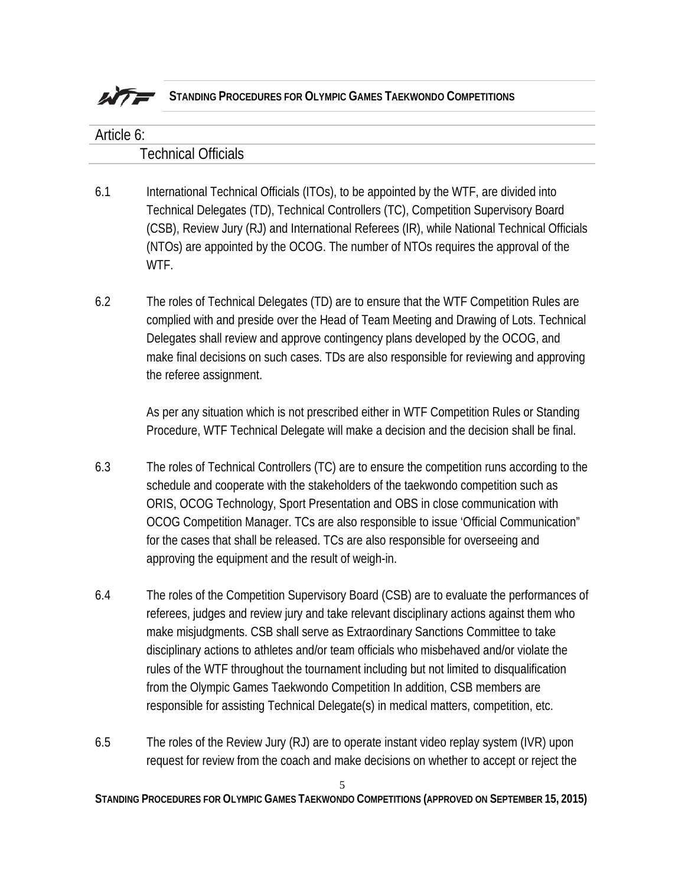## Article 6:
### Technical Officials

6.1 International Technical Officials (ITOs), to be appointed by the WTF, are divided into Technical Delegates (TD), Technical Controllers (TC), Competition Supervisory Board (CSB), Review Jury (RJ) and International Referees (IR), while National Technical Officials (NTOs) are appointed by the OCOG. The number of NTOs requires the approval of the WTF.

6.2 The roles of Technical Delegates (TD) are to ensure that the WTF Competition Rules are complied with and preside over the Head of Team Meeting and Drawing of Lots. Technical Delegates shall review and approve contingency plans developed by the OCOG, and make final decisions on such cases. TDs are also responsible for reviewing and approving the referee assignment.

As per any situation which is not prescribed either in WTF Competition Rules or Standing Procedure, WTF Technical Delegate will make a decision and the decision shall be final.

6.3 The roles of Technical Controllers (TC) are to ensure the competition runs according to the schedule and cooperate with the stakeholders of the taekwondo competition such as ORIS, OCOG Technology, Sport Presentation and OBS in close communication with OCOG Competition Manager. TCs are also responsible to issue 'Official Communication" for the cases that shall be released. TCs are also responsible for overseeing and approving the equipment and the result of weigh-in.

6.4 The roles of the Competition Supervisory Board (CSB) are to evaluate the performances of referees, judges and review jury and take relevant disciplinary actions against them who make misjudgments. CSB shall serve as Extraordinary Sanctions Committee to take disciplinary actions to athletes and/or team officials who misbehaved and/or violate the rules of the WTF throughout the tournament including but not limited to disqualification from the Olympic Games Taekwondo Competition In addition, CSB members are responsible for assisting Technical Delegate(s) in medical matters, competition, etc.

6.5 The roles of the Review Jury (RJ) are to operate instant video replay system (IVR) upon request for review from the coach and make decisions on whether to accept or reject the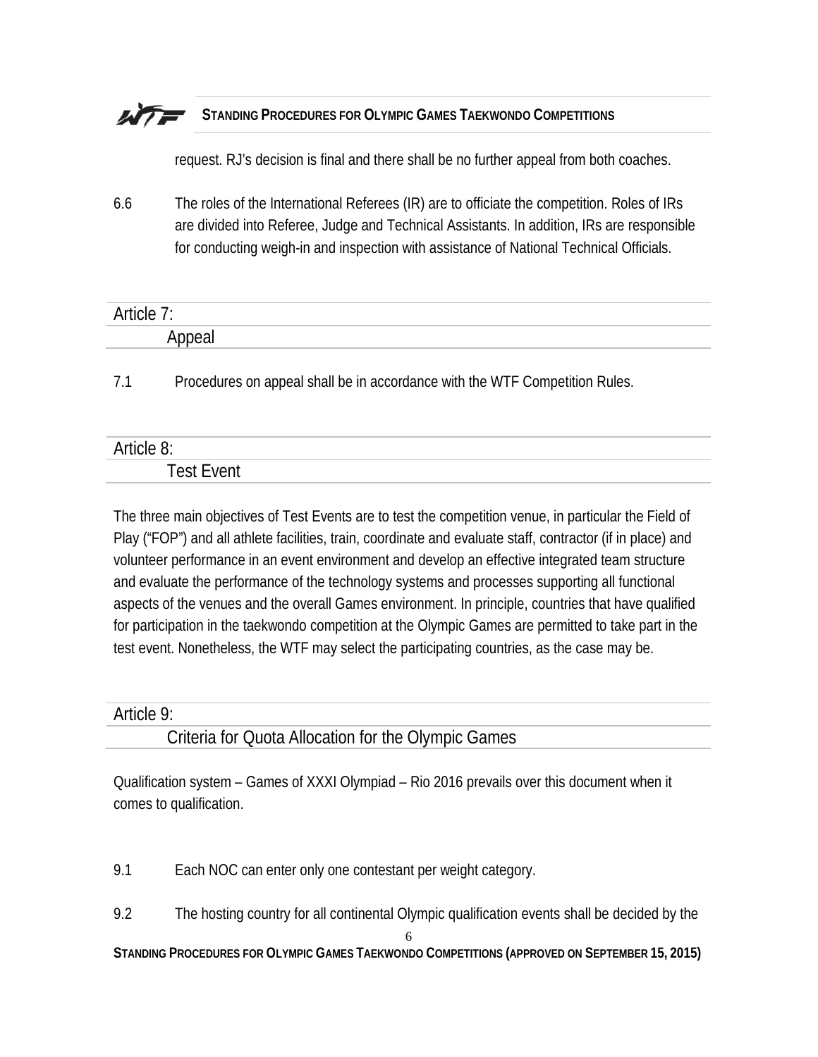request. RJ's decision is final and there shall be no further appeal from both coaches.

6.6 The roles of the International Referees (IR) are to officiate the competition. Roles of IRs are divided into Referee, Judge and Technical Assistants. In addition, IRs are responsible for conducting weigh-in and inspection with assistance of National Technical Officials.

## Article 7: Appeal

7.1 Procedures on appeal shall be in accordance with the WTF Competition Rules.

## Article 8: Test Event

The three main objectives of Test Events are to test the competition venue, in particular the Field of Play ("FOP") and all athlete facilities, train, coordinate and evaluate staff, contractor (if in place) and volunteer performance in an event environment and develop an effective integrated team structure and evaluate the performance of the technology systems and processes supporting all functional aspects of the venues and the overall Games environment. In principle, countries that have qualified for participation in the taekwondo competition at the Olympic Games are permitted to take part in the test event. Nonetheless, the WTF may select the participating countries, as the case may be.

## Article 9: Criteria for Quota Allocation for the Olympic Games

Qualification system – Games of XXXI Olympiad – Rio 2016 prevails over this document when it comes to qualification.

9.1 Each NOC can enter only one contestant per weight category.

9.2 The hosting country for all continental Olympic qualification events shall be decided by the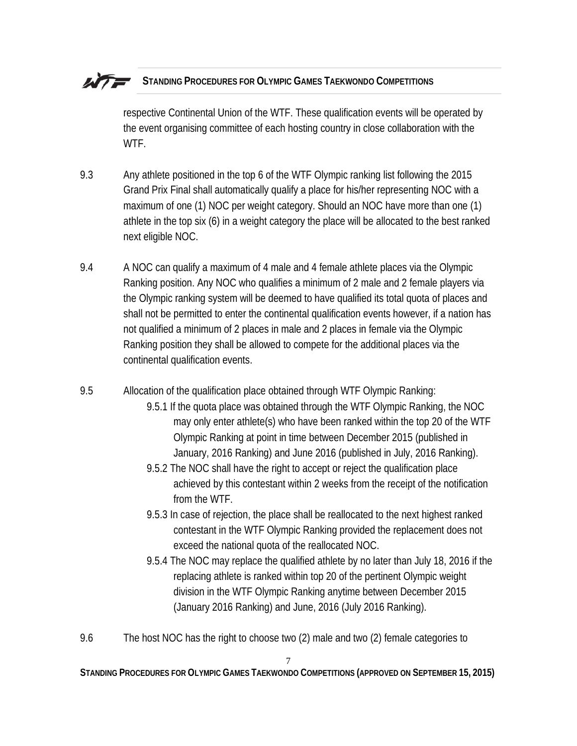respective Continental Union of the WTF. These qualification events will be operated by the event organising committee of each hosting country in close collaboration with the WTF.

9.3 Any athlete positioned in the top 6 of the WTF Olympic ranking list following the 2015 Grand Prix Final shall automatically qualify a place for his/her representing NOC with a maximum of one (1) NOC per weight category. Should an NOC have more than one (1) athlete in the top six (6) in a weight category the place will be allocated to the best ranked next eligible NOC.

9.4 A NOC can qualify a maximum of 4 male and 4 female athlete places via the Olympic Ranking position. Any NOC who qualifies a minimum of 2 male and 2 female players via the Olympic ranking system will be deemed to have qualified its total quota of places and shall not be permitted to enter the continental qualification events however, if a nation has not qualified a minimum of 2 places in male and 2 places in female via the Olympic Ranking position they shall be allowed to compete for the additional places via the continental qualification events.

9.5 Allocation of the qualification place obtained through WTF Olympic Ranking:

- 9.5.1 If the quota place was obtained through the WTF Olympic Ranking, the NOC may only enter athlete(s) who have been ranked within the top 20 of the WTF Olympic Ranking at point in time between December 2015 (published in January, 2016 Ranking) and June 2016 (published in July, 2016 Ranking).
- 9.5.2 The NOC shall have the right to accept or reject the qualification place achieved by this contestant within 2 weeks from the receipt of the notification from the WTF.
- 9.5.3 In case of rejection, the place shall be reallocated to the next highest ranked contestant in the WTF Olympic Ranking provided the replacement does not exceed the national quota of the reallocated NOC.
- 9.5.4 The NOC may replace the qualified athlete by no later than July 18, 2016 if the replacing athlete is ranked within top 20 of the pertinent Olympic weight division in the WTF Olympic Ranking anytime between December 2015 (January 2016 Ranking) and June, 2016 (July 2016 Ranking).

9.6 The host NOC has the right to choose two (2) male and two (2) female categories to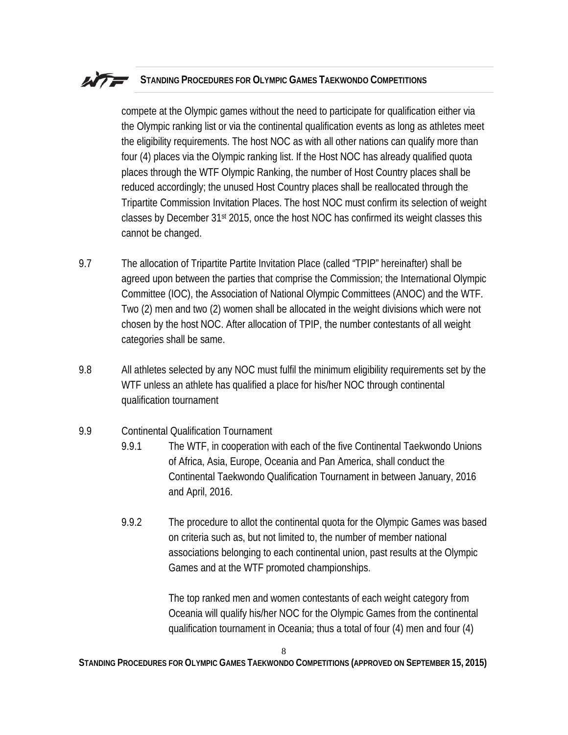compete at the Olympic games without the need to participate for qualification either via the Olympic ranking list or via the continental qualification events as long as athletes meet the eligibility requirements. The host NOC as with all other nations can qualify more than four (4) places via the Olympic ranking list. If the Host NOC has already qualified quota places through the WTF Olympic Ranking, the number of Host Country places shall be reduced accordingly; the unused Host Country places shall be reallocated through the Tripartite Commission Invitation Places. The host NOC must confirm its selection of weight classes by December 31st 2015, once the host NOC has confirmed its weight classes this cannot be changed.

9.7 The allocation of Tripartite Partite Invitation Place (called "TPIP" hereinafter) shall be agreed upon between the parties that comprise the Commission; the International Olympic Committee (IOC), the Association of National Olympic Committees (ANOC) and the WTF. Two (2) men and two (2) women shall be allocated in the weight divisions which were not chosen by the host NOC. After allocation of TPIP, the number contestants of all weight categories shall be same.

9.8 All athletes selected by any NOC must fulfil the minimum eligibility requirements set by the WTF unless an athlete has qualified a place for his/her NOC through continental qualification tournament

9.9 Continental Qualification Tournament

9.9.1 The WTF, in cooperation with each of the five Continental Taekwondo Unions of Africa, Asia, Europe, Oceania and Pan America, shall conduct the Continental Taekwondo Qualification Tournament in between January, 2016 and April, 2016.

9.9.2 The procedure to allot the continental quota for the Olympic Games was based on criteria such as, but not limited to, the number of member national associations belonging to each continental union, past results at the Olympic Games and at the WTF promoted championships.

The top ranked men and women contestants of each weight category from Oceania will qualify his/her NOC for the Olympic Games from the continental qualification tournament in Oceania; thus a total of four (4) men and four (4)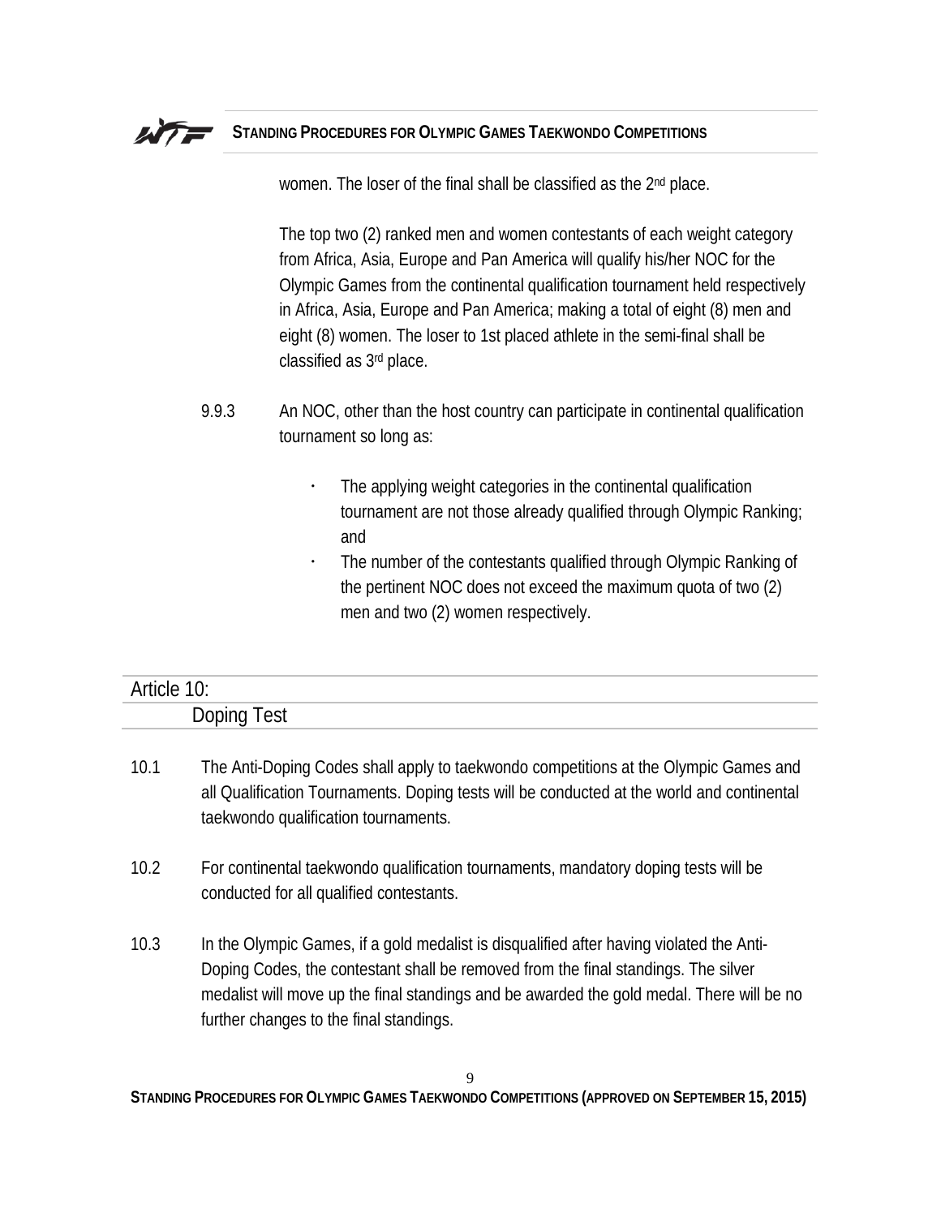women. The loser of the final shall be classified as the 2nd place.

The top two (2) ranked men and women contestants of each weight category from Africa, Asia, Europe and Pan America will qualify his/her NOC for the Olympic Games from the continental qualification tournament held respectively in Africa, Asia, Europe and Pan America; making a total of eight (8) men and eight (8) women. The loser to 1st placed athlete in the semi-final shall be classified as 3rd place.

9.9.3 An NOC, other than the host country can participate in continental qualification tournament so long as:

- The applying weight categories in the continental qualification tournament are not those already qualified through Olympic Ranking; and
- The number of the contestants qualified through Olympic Ranking of the pertinent NOC does not exceed the maximum quota of two (2) men and two (2) women respectively.

## Article 10:

## Doping Test

10.1 The Anti-Doping Codes shall apply to taekwondo competitions at the Olympic Games and all Qualification Tournaments. Doping tests will be conducted at the world and continental taekwondo qualification tournaments.

10.2 For continental taekwondo qualification tournaments, mandatory doping tests will be conducted for all qualified contestants.

10.3 In the Olympic Games, if a gold medalist is disqualified after having violated the Anti-Doping Codes, the contestant shall be removed from the final standings. The silver medalist will move up the final standings and be awarded the gold medal. There will be no further changes to the final standings.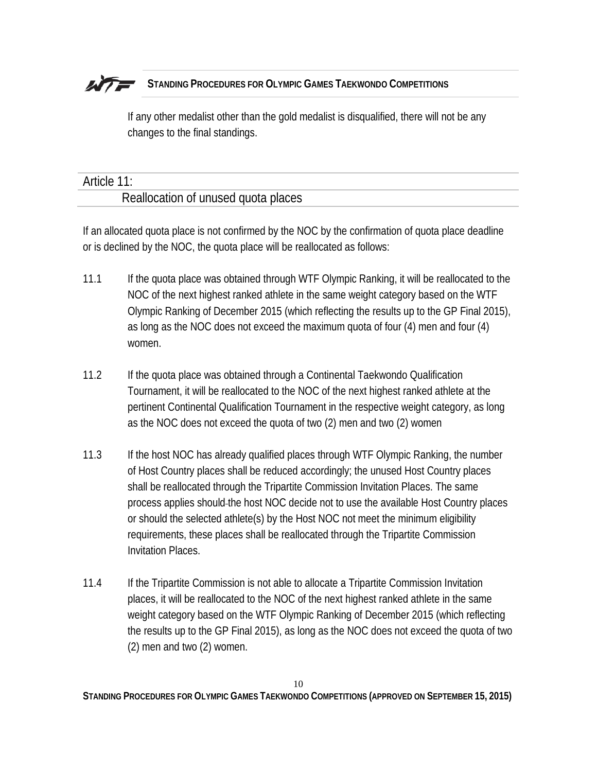If any other medalist other than the gold medalist is disqualified, there will not be any changes to the final standings.

## Article 11:

### Reallocation of unused quota places

If an allocated quota place is not confirmed by the NOC by the confirmation of quota place deadline or is declined by the NOC, the quota place will be reallocated as follows:

11.1 If the quota place was obtained through WTF Olympic Ranking, it will be reallocated to the NOC of the next highest ranked athlete in the same weight category based on the WTF Olympic Ranking of December 2015 (which reflecting the results up to the GP Final 2015), as long as the NOC does not exceed the maximum quota of four (4) men and four (4) women.

11.2 If the quota place was obtained through a Continental Taekwondo Qualification Tournament, it will be reallocated to the NOC of the next highest ranked athlete at the pertinent Continental Qualification Tournament in the respective weight category, as long as the NOC does not exceed the quota of two (2) men and two (2) women

11.3 If the host NOC has already qualified places through WTF Olympic Ranking, the number of Host Country places shall be reduced accordingly; the unused Host Country places shall be reallocated through the Tripartite Commission Invitation Places. The same process applies should the host NOC decide not to use the available Host Country places or should the selected athlete(s) by the Host NOC not meet the minimum eligibility requirements, these places shall be reallocated through the Tripartite Commission Invitation Places.

11.4 If the Tripartite Commission is not able to allocate a Tripartite Commission Invitation places, it will be reallocated to the NOC of the next highest ranked athlete in the same weight category based on the WTF Olympic Ranking of December 2015 (which reflecting the results up to the GP Final 2015), as long as the NOC does not exceed the quota of two (2) men and two (2) women.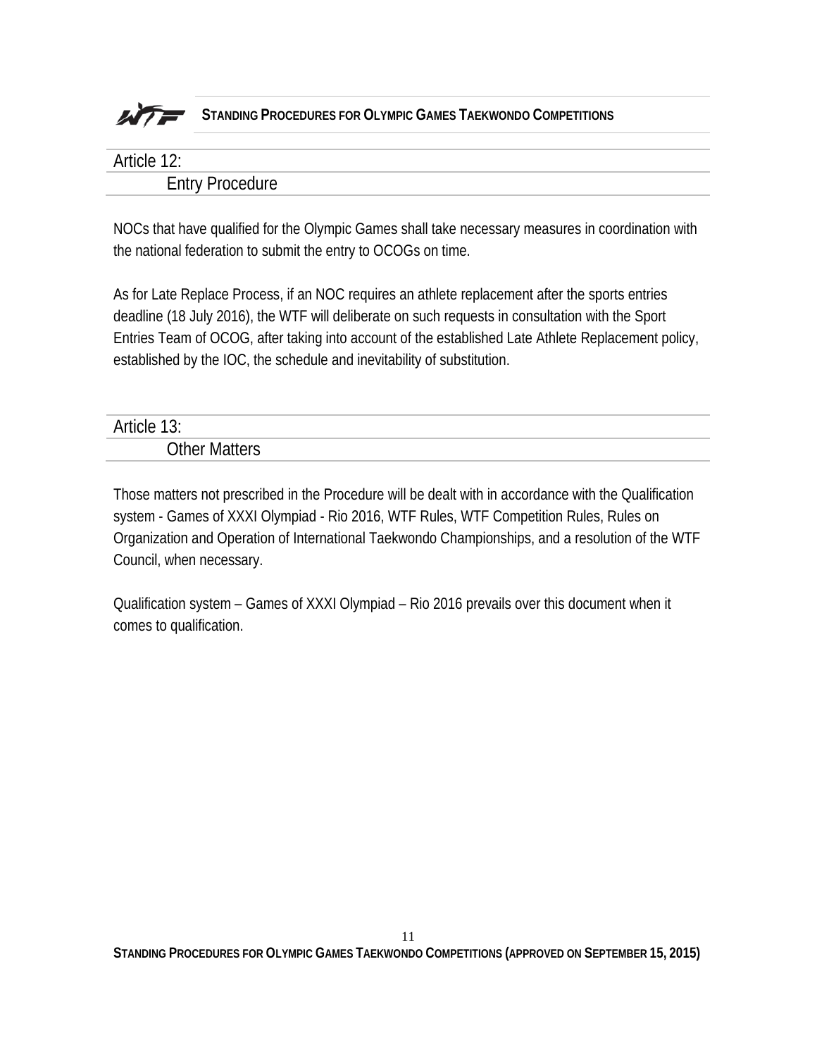## Article 12: Entry Procedure

NOCs that have qualified for the Olympic Games shall take necessary measures in coordination with the national federation to submit the entry to OCOGs on time.

As for Late Replace Process, if an NOC requires an athlete replacement after the sports entries deadline (18 July 2016), the WTF will deliberate on such requests in consultation with the Sport Entries Team of OCOG, after taking into account of the established Late Athlete Replacement policy, established by the IOC, the schedule and inevitability of substitution.

## Article 13: Other Matters

Those matters not prescribed in the Procedure will be dealt with in accordance with the Qualification system - Games of XXXI Olympiad - Rio 2016, WTF Rules, WTF Competition Rules, Rules on Organization and Operation of International Taekwondo Championships, and a resolution of the WTF Council, when necessary.

Qualification system – Games of XXXI Olympiad – Rio 2016 prevails over this document when it comes to qualification.